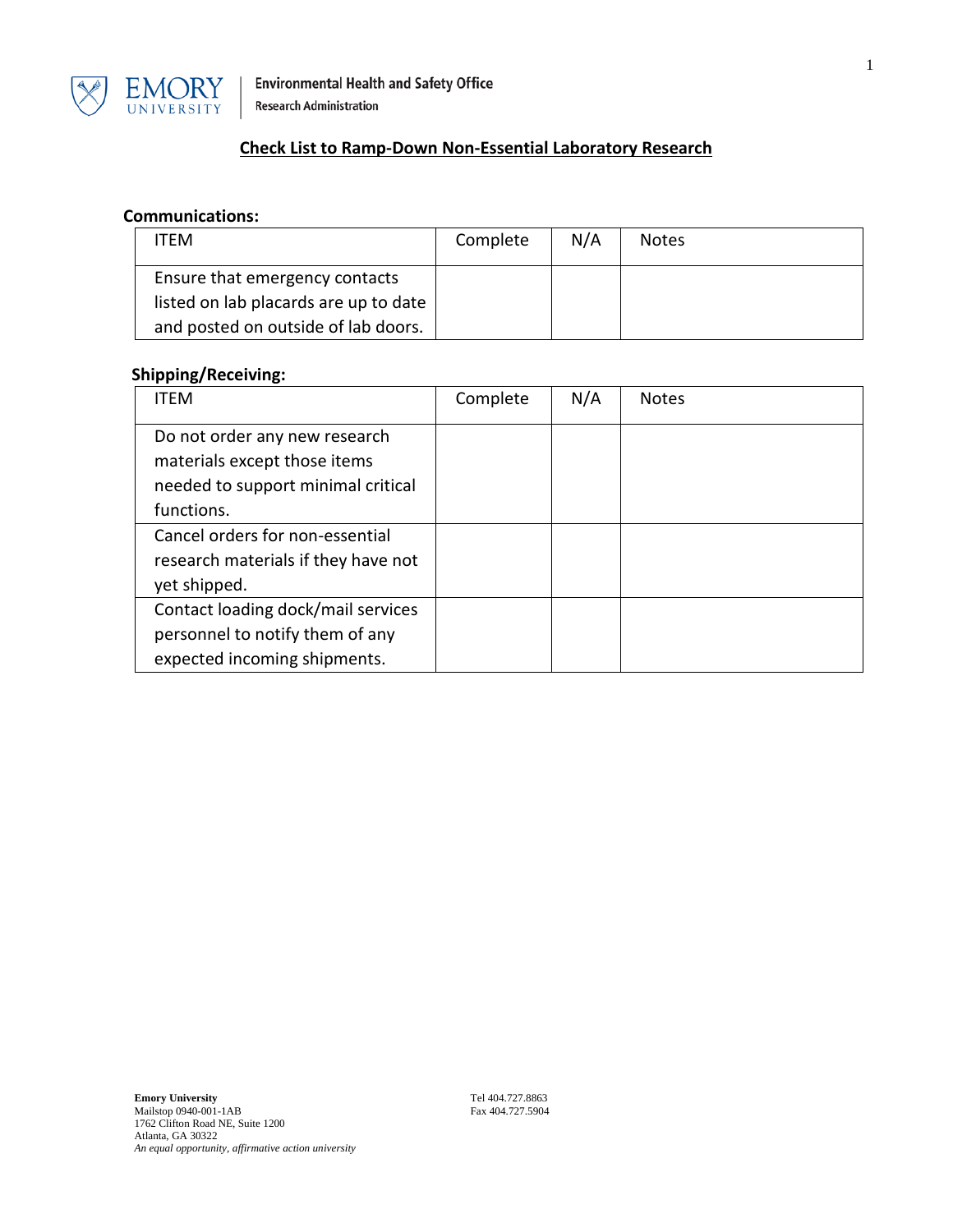Emory University

**Environmental Health and Safety Office**
Research Administration

# Check List to Ramp-Down Non-Essential Laboratory Research

### Communications:

| ITEM | Complete | N/A | Notes |
|---|---|---|---|
| Ensure that emergency contacts listed on lab placards are up to date and posted on outside of lab doors. | | | |

### Shipping/Receiving:

| ITEM | Complete | N/A | Notes |
|---|---|---|---|
| Do not order any new research materials except those items needed to support minimal critical functions. | | | |
| Cancel orders for non-essential research materials if they have not yet shipped. | | | |
| Contact loading dock/mail services personnel to notify them of any expected incoming shipments. | | | |

**Emory University**
Mailstop 0940-001-1AB
1762 Clifton Road NE, Suite 1200
Atlanta, GA 30322
*An equal opportunity, affirmative action university*

Tel 404.727.8863
Fax 404.727.5904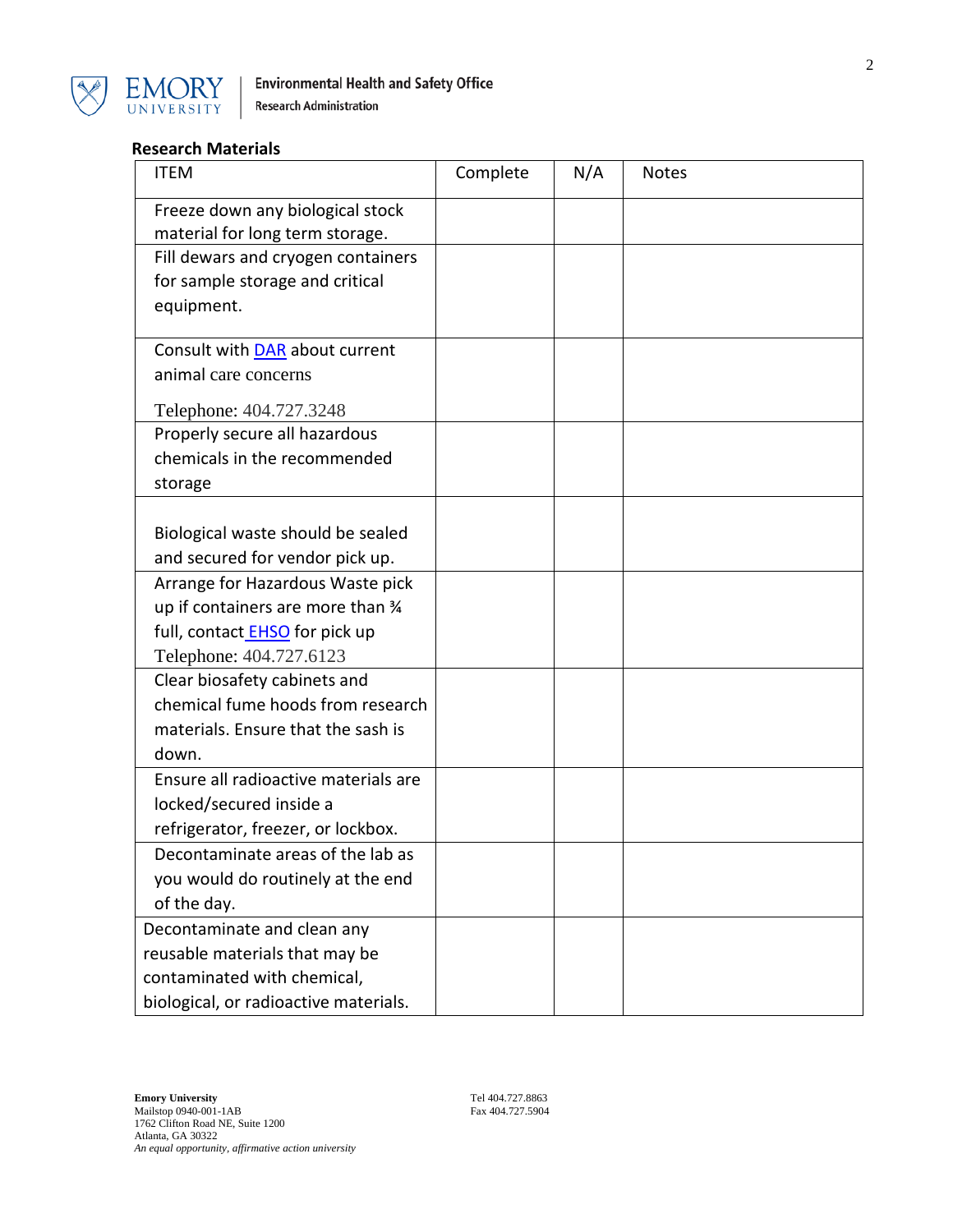**Research Materials**

| ITEM | Complete | N/A | Notes |
|---|---|---|---|
| Freeze down any biological stock material for long term storage. | | | |
| Fill dewars and cryogen containers for sample storage and critical equipment. | | | |
| Consult with DAR about current animal care concerns<br><br>Telephone: 404.727.3248 | | | |
| Properly secure all hazardous chemicals in the recommended storage | | | |
| Biological waste should be sealed and secured for vendor pick up. | | | |
| Arrange for Hazardous Waste pick up if containers are more than ¾ full, contact EHSO for pick up<br>Telephone: 404.727.6123 | | | |
| Clear biosafety cabinets and chemical fume hoods from research materials. Ensure that the sash is down. | | | |
| Ensure all radioactive materials are locked/secured inside a refrigerator, freezer, or lockbox. | | | |
| Decontaminate areas of the lab as you would do routinely at the end of the day. | | | |
| Decontaminate and clean any reusable materials that may be contaminated with chemical, biological, or radioactive materials. | | | |

**Emory University**
Mailstop 0940-001-1AB
1762 Clifton Road NE, Suite 1200
Atlanta, GA 30322
*An equal opportunity, affirmative action university*

Tel 404.727.8863
Fax 404.727.5904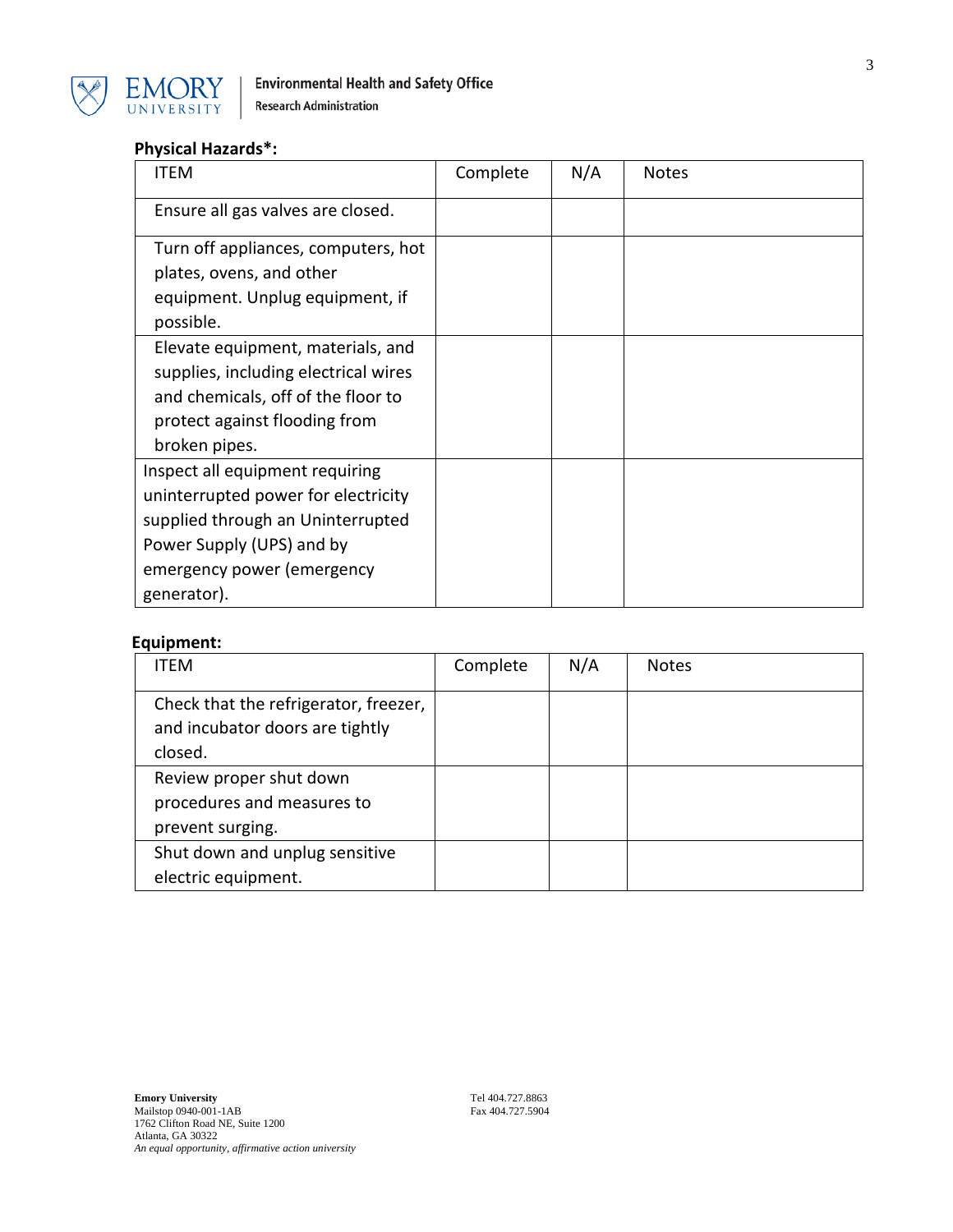**Physical Hazards*:**

| ITEM | Complete | N/A | Notes |
|---|---|---|---|
| Ensure all gas valves are closed. | | | |
| Turn off appliances, computers, hot plates, ovens, and other equipment. Unplug equipment, if possible. | | | |
| Elevate equipment, materials, and supplies, including electrical wires and chemicals, off of the floor to protect against flooding from broken pipes. | | | |
| Inspect all equipment requiring uninterrupted power for electricity supplied through an Uninterrupted Power Supply (UPS) and by emergency power (emergency generator). | | | |

**Equipment:**

| ITEM | Complete | N/A | Notes |
|---|---|---|---|
| Check that the refrigerator, freezer, and incubator doors are tightly closed. | | | |
| Review proper shut down procedures and measures to prevent surging. | | | |
| Shut down and unplug sensitive electric equipment. | | | |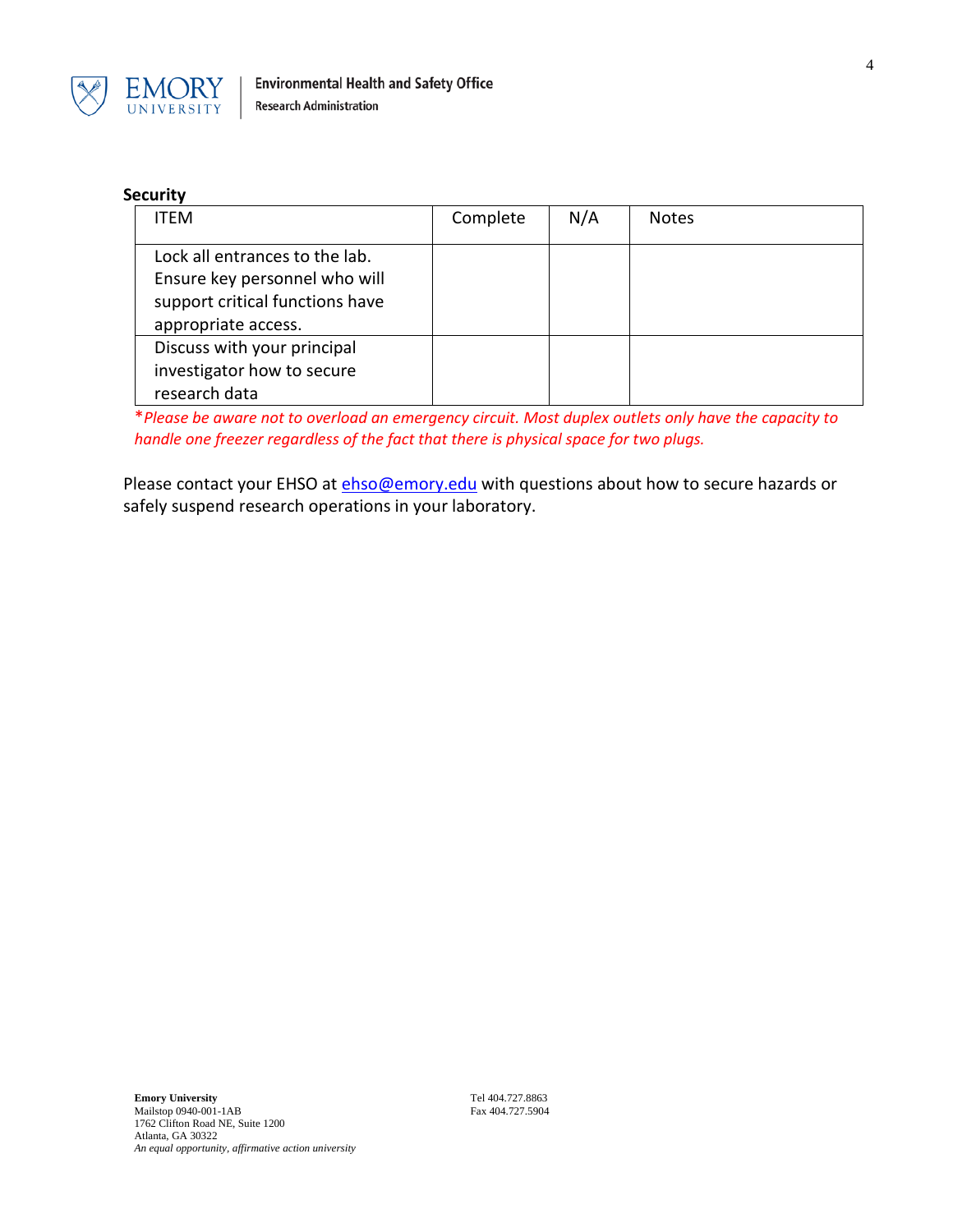**Security**

| ITEM | Complete | N/A | Notes |
|---|---|---|---|
| Lock all entrances to the lab. Ensure key personnel who will support critical functions have appropriate access. | | | |
| Discuss with your principal investigator how to secure research data | | | |

**Please be aware not to overload an emergency circuit. Most duplex outlets only have the capacity to handle one freezer regardless of the fact that there is physical space for two plugs.*

Please contact your EHSO at [ehso@emory.edu](mailto:ehso@emory.edu) with questions about how to secure hazards or safely suspend research operations in your laboratory.